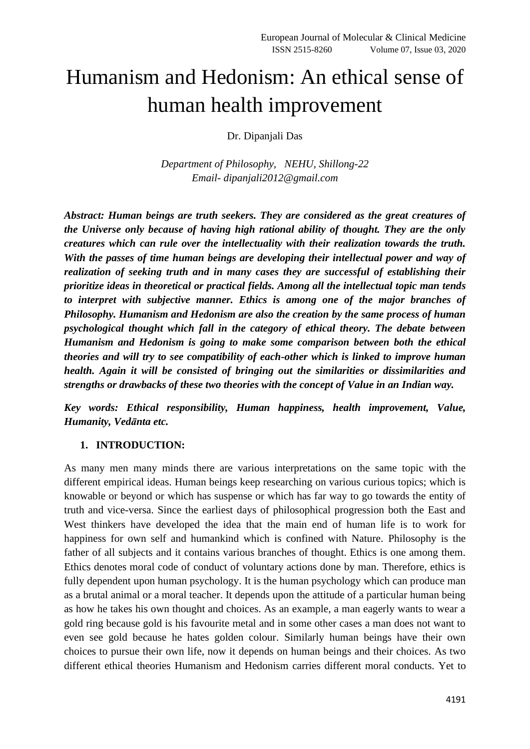# Humanism and Hedonism: An ethical sense of human health improvement

Dr. Dipanjali Das

*Department of Philosophy, NEHU, Shillong-22*
*Email- dipanjali2012@gmail.com*

***Abstract: Human beings are truth seekers. They are considered as the great creatures of the Universe only because of having high rational ability of thought. They are the only creatures which can rule over the intellectuality with their realization towards the truth. With the passes of time human beings are developing their intellectual power and way of realization of seeking truth and in many cases they are successful of establishing their prioritize ideas in theoretical or practical fields. Among all the intellectual topic man tends to interpret with subjective manner. Ethics is among one of the major branches of Philosophy. Humanism and Hedonism are also the creation by the same process of human psychological thought which fall in the category of ethical theory. The debate between Humanism and Hedonism is going to make some comparison between both the ethical theories and will try to see compatibility of each-other which is linked to improve human health. Again it will be consisted of bringing out the similarities or dissimilarities and strengths or drawbacks of these two theories with the concept of Value in an Indian way.***

***Key words: Ethical responsibility, Human happiness, health improvement, Value, Humanity, Vedānta etc.***

## 1. INTRODUCTION:

As many men many minds there are various interpretations on the same topic with the different empirical ideas. Human beings keep researching on various curious topics; which is knowable or beyond or which has suspense or which has far way to go towards the entity of truth and vice-versa. Since the earliest days of philosophical progression both the East and West thinkers have developed the idea that the main end of human life is to work for happiness for own self and humankind which is confined with Nature. Philosophy is the father of all subjects and it contains various branches of thought. Ethics is one among them. Ethics denotes moral code of conduct of voluntary actions done by man. Therefore, ethics is fully dependent upon human psychology. It is the human psychology which can produce man as a brutal animal or a moral teacher. It depends upon the attitude of a particular human being as how he takes his own thought and choices. As an example, a man eagerly wants to wear a gold ring because gold is his favourite metal and in some other cases a man does not want to even see gold because he hates golden colour. Similarly human beings have their own choices to pursue their own life, now it depends on human beings and their choices. As two different ethical theories Humanism and Hedonism carries different moral conducts. Yet to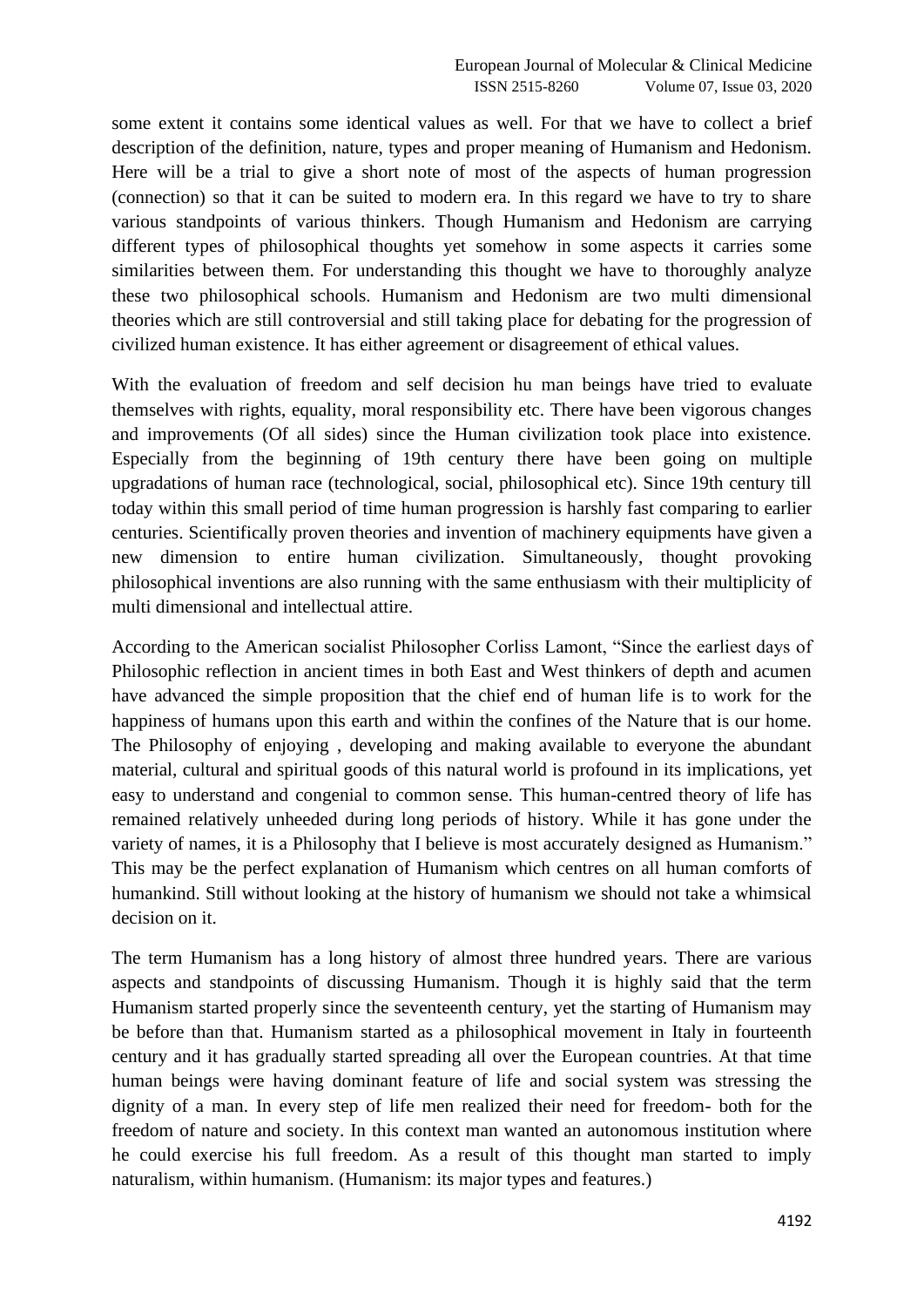some extent it contains some identical values as well. For that we have to collect a brief description of the definition, nature, types and proper meaning of Humanism and Hedonism. Here will be a trial to give a short note of most of the aspects of human progression (connection) so that it can be suited to modern era. In this regard we have to try to share various standpoints of various thinkers. Though Humanism and Hedonism are carrying different types of philosophical thoughts yet somehow in some aspects it carries some similarities between them. For understanding this thought we have to thoroughly analyze these two philosophical schools. Humanism and Hedonism are two multi dimensional theories which are still controversial and still taking place for debating for the progression of civilized human existence. It has either agreement or disagreement of ethical values.

With the evaluation of freedom and self decision hu man beings have tried to evaluate themselves with rights, equality, moral responsibility etc. There have been vigorous changes and improvements (Of all sides) since the Human civilization took place into existence. Especially from the beginning of 19th century there have been going on multiple upgradations of human race (technological, social, philosophical etc). Since 19th century till today within this small period of time human progression is harshly fast comparing to earlier centuries. Scientifically proven theories and invention of machinery equipments have given a new dimension to entire human civilization. Simultaneously, thought provoking philosophical inventions are also running with the same enthusiasm with their multiplicity of multi dimensional and intellectual attire.

According to the American socialist Philosopher Corliss Lamont, "Since the earliest days of Philosophic reflection in ancient times in both East and West thinkers of depth and acumen have advanced the simple proposition that the chief end of human life is to work for the happiness of humans upon this earth and within the confines of the Nature that is our home. The Philosophy of enjoying , developing and making available to everyone the abundant material, cultural and spiritual goods of this natural world is profound in its implications, yet easy to understand and congenial to common sense. This human-centred theory of life has remained relatively unheeded during long periods of history. While it has gone under the variety of names, it is a Philosophy that I believe is most accurately designed as Humanism." This may be the perfect explanation of Humanism which centres on all human comforts of humankind. Still without looking at the history of humanism we should not take a whimsical decision on it.

The term Humanism has a long history of almost three hundred years. There are various aspects and standpoints of discussing Humanism. Though it is highly said that the term Humanism started properly since the seventeenth century, yet the starting of Humanism may be before than that. Humanism started as a philosophical movement in Italy in fourteenth century and it has gradually started spreading all over the European countries. At that time human beings were having dominant feature of life and social system was stressing the dignity of a man. In every step of life men realized their need for freedom- both for the freedom of nature and society. In this context man wanted an autonomous institution where he could exercise his full freedom. As a result of this thought man started to imply naturalism, within humanism. (Humanism: its major types and features.)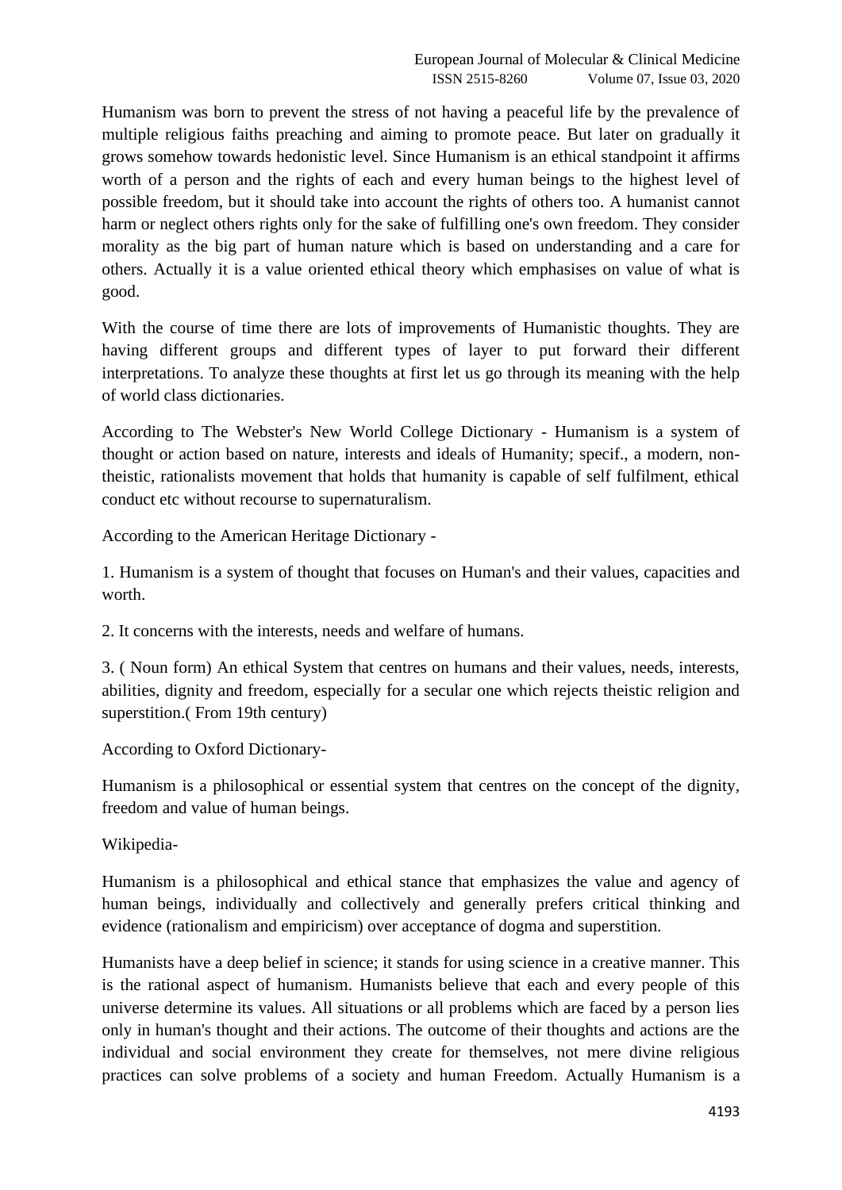Humanism was born to prevent the stress of not having a peaceful life by the prevalence of multiple religious faiths preaching and aiming to promote peace. But later on gradually it grows somehow towards hedonistic level. Since Humanism is an ethical standpoint it affirms worth of a person and the rights of each and every human beings to the highest level of possible freedom, but it should take into account the rights of others too. A humanist cannot harm or neglect others rights only for the sake of fulfilling one's own freedom. They consider morality as the big part of human nature which is based on understanding and a care for others. Actually it is a value oriented ethical theory which emphasises on value of what is good.

With the course of time there are lots of improvements of Humanistic thoughts. They are having different groups and different types of layer to put forward their different interpretations. To analyze these thoughts at first let us go through its meaning with the help of world class dictionaries.

According to The Webster's New World College Dictionary - Humanism is a system of thought or action based on nature, interests and ideals of Humanity; specif., a modern, non-theistic, rationalists movement that holds that humanity is capable of self fulfilment, ethical conduct etc without recourse to supernaturalism.

According to the American Heritage Dictionary -

1. Humanism is a system of thought that focuses on Human's and their values, capacities and worth.

2. It concerns with the interests, needs and welfare of humans.

3. ( Noun form) An ethical System that centres on humans and their values, needs, interests, abilities, dignity and freedom, especially for a secular one which rejects theistic religion and superstition.( From 19th century)

According to Oxford Dictionary-

Humanism is a philosophical or essential system that centres on the concept of the dignity, freedom and value of human beings.

Wikipedia-

Humanism is a philosophical and ethical stance that emphasizes the value and agency of human beings, individually and collectively and generally prefers critical thinking and evidence (rationalism and empiricism) over acceptance of dogma and superstition.

Humanists have a deep belief in science; it stands for using science in a creative manner. This is the rational aspect of humanism. Humanists believe that each and every people of this universe determine its values. All situations or all problems which are faced by a person lies only in human's thought and their actions. The outcome of their thoughts and actions are the individual and social environment they create for themselves, not mere divine religious practices can solve problems of a society and human Freedom. Actually Humanism is a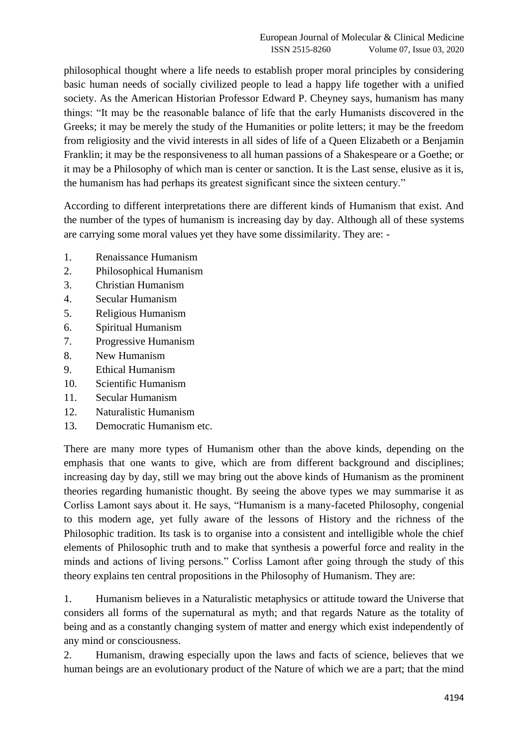philosophical thought where a life needs to establish proper moral principles by considering basic human needs of socially civilized people to lead a happy life together with a unified society. As the American Historian Professor Edward P. Cheyney says, humanism has many things: "It may be the reasonable balance of life that the early Humanists discovered in the Greeks; it may be merely the study of the Humanities or polite letters; it may be the freedom from religiosity and the vivid interests in all sides of life of a Queen Elizabeth or a Benjamin Franklin; it may be the responsiveness to all human passions of a Shakespeare or a Goethe; or it may be a Philosophy of which man is center or sanction. It is the Last sense, elusive as it is, the humanism has had perhaps its greatest significant since the sixteen century."

According to different interpretations there are different kinds of Humanism that exist. And the number of the types of humanism is increasing day by day. Although all of these systems are carrying some moral values yet they have some dissimilarity. They are: -

1. Renaissance Humanism
2. Philosophical Humanism
3. Christian Humanism
4. Secular Humanism
5. Religious Humanism
6. Spiritual Humanism
7. Progressive Humanism
8. New Humanism
9. Ethical Humanism
10. Scientific Humanism
11. Secular Humanism
12. Naturalistic Humanism
13. Democratic Humanism etc.

There are many more types of Humanism other than the above kinds, depending on the emphasis that one wants to give, which are from different background and disciplines; increasing day by day, still we may bring out the above kinds of Humanism as the prominent theories regarding humanistic thought. By seeing the above types we may summarise it as Corliss Lamont says about it. He says, "Humanism is a many-faceted Philosophy, congenial to this modern age, yet fully aware of the lessons of History and the richness of the Philosophic tradition. Its task is to organise into a consistent and intelligible whole the chief elements of Philosophic truth and to make that synthesis a powerful force and reality in the minds and actions of living persons." Corliss Lamont after going through the study of this theory explains ten central propositions in the Philosophy of Humanism. They are:

1. Humanism believes in a Naturalistic metaphysics or attitude toward the Universe that considers all forms of the supernatural as myth; and that regards Nature as the totality of being and as a constantly changing system of matter and energy which exist independently of any mind or consciousness.
2. Humanism, drawing especially upon the laws and facts of science, believes that we human beings are an evolutionary product of the Nature of which we are a part; that the mind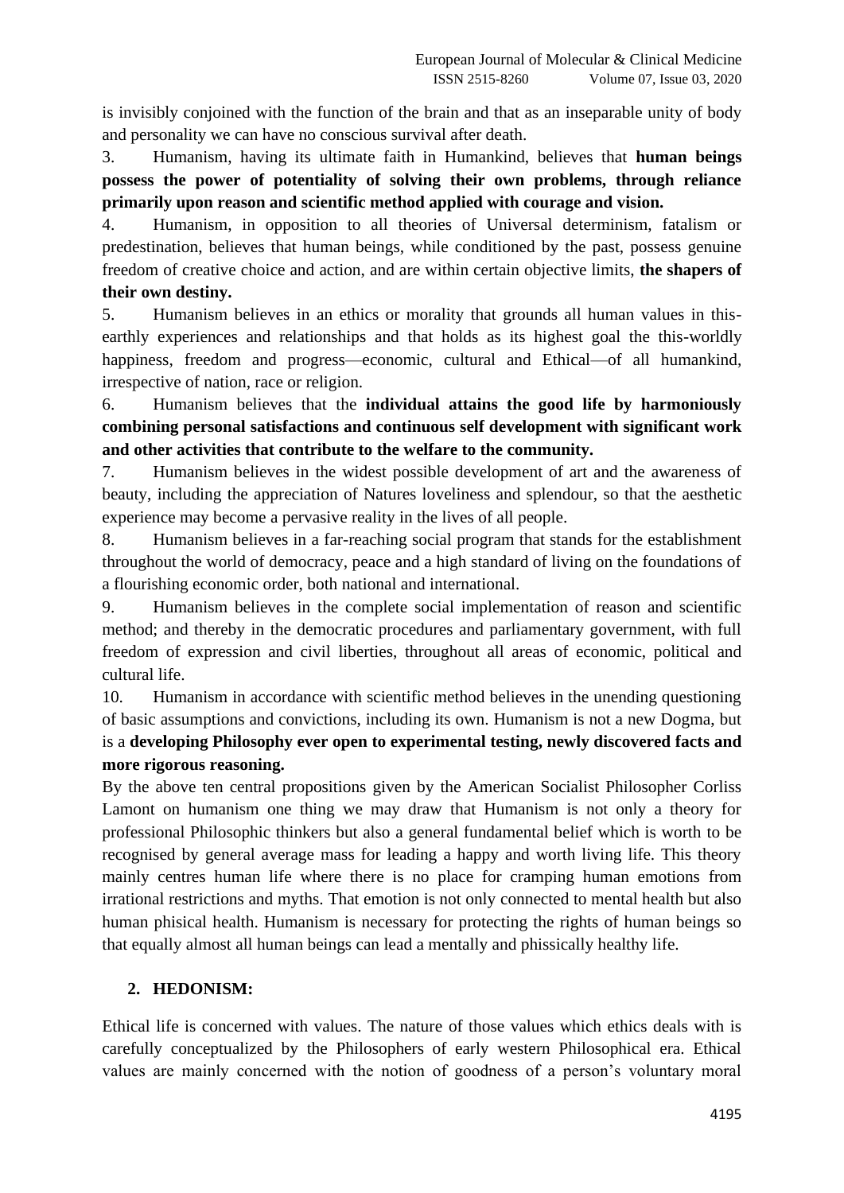is invisibly conjoined with the function of the brain and that as an inseparable unity of body and personality we can have no conscious survival after death.

3. Humanism, having its ultimate faith in Humankind, believes that **human beings possess the power of potentiality of solving their own problems, through reliance primarily upon reason and scientific method applied with courage and vision.**

4. Humanism, in opposition to all theories of Universal determinism, fatalism or predestination, believes that human beings, while conditioned by the past, possess genuine freedom of creative choice and action, and are within certain objective limits, **the shapers of their own destiny.**

5. Humanism believes in an ethics or morality that grounds all human values in this-earthly experiences and relationships and that holds as its highest goal the this-worldly happiness, freedom and progress—economic, cultural and Ethical—of all humankind, irrespective of nation, race or religion.

6. Humanism believes that the **individual attains the good life by harmoniously combining personal satisfactions and continuous self development with significant work and other activities that contribute to the welfare to the community.**

7. Humanism believes in the widest possible development of art and the awareness of beauty, including the appreciation of Natures loveliness and splendour, so that the aesthetic experience may become a pervasive reality in the lives of all people.

8. Humanism believes in a far-reaching social program that stands for the establishment throughout the world of democracy, peace and a high standard of living on the foundations of a flourishing economic order, both national and international.

9. Humanism believes in the complete social implementation of reason and scientific method; and thereby in the democratic procedures and parliamentary government, with full freedom of expression and civil liberties, throughout all areas of economic, political and cultural life.

10. Humanism in accordance with scientific method believes in the unending questioning of basic assumptions and convictions, including its own. Humanism is not a new Dogma, but is a **developing Philosophy ever open to experimental testing, newly discovered facts and more rigorous reasoning.**

By the above ten central propositions given by the American Socialist Philosopher Corliss Lamont on humanism one thing we may draw that Humanism is not only a theory for professional Philosophic thinkers but also a general fundamental belief which is worth to be recognised by general average mass for leading a happy and worth living life. This theory mainly centres human life where there is no place for cramping human emotions from irrational restrictions and myths. That emotion is not only connected to mental health but also human phisical health. Humanism is necessary for protecting the rights of human beings so that equally almost all human beings can lead a mentally and phissically healthy life.

## 2. HEDONISM:

Ethical life is concerned with values. The nature of those values which ethics deals with is carefully conceptualized by the Philosophers of early western Philosophical era. Ethical values are mainly concerned with the notion of goodness of a person's voluntary moral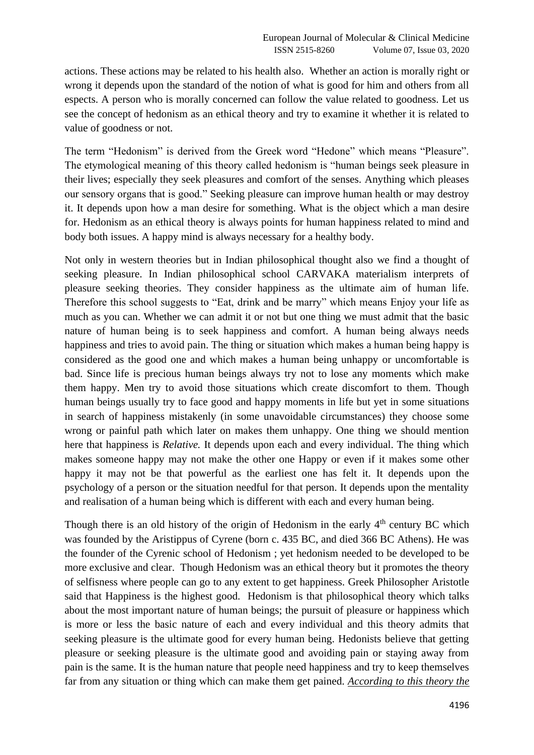actions. These actions may be related to his health also. Whether an action is morally right or wrong it depends upon the standard of the notion of what is good for him and others from all espects. A person who is morally concerned can follow the value related to goodness. Let us see the concept of hedonism as an ethical theory and try to examine it whether it is related to value of goodness or not.

The term "Hedonism" is derived from the Greek word "Hedone" which means "Pleasure". The etymological meaning of this theory called hedonism is "human beings seek pleasure in their lives; especially they seek pleasures and comfort of the senses. Anything which pleases our sensory organs that is good." Seeking pleasure can improve human health or may destroy it. It depends upon how a man desire for something. What is the object which a man desire for. Hedonism as an ethical theory is always points for human happiness related to mind and body both issues. A happy mind is always necessary for a healthy body.

Not only in western theories but in Indian philosophical thought also we find a thought of seeking pleasure. In Indian philosophical school CARVAKA materialism interprets of pleasure seeking theories. They consider happiness as the ultimate aim of human life. Therefore this school suggests to "Eat, drink and be marry" which means Enjoy your life as much as you can. Whether we can admit it or not but one thing we must admit that the basic nature of human being is to seek happiness and comfort. A human being always needs happiness and tries to avoid pain. The thing or situation which makes a human being happy is considered as the good one and which makes a human being unhappy or uncomfortable is bad. Since life is precious human beings always try not to lose any moments which make them happy. Men try to avoid those situations which create discomfort to them. Though human beings usually try to face good and happy moments in life but yet in some situations in search of happiness mistakenly (in some unavoidable circumstances) they choose some wrong or painful path which later on makes them unhappy. One thing we should mention here that happiness is *Relative.* It depends upon each and every individual. The thing which makes someone happy may not make the other one Happy or even if it makes some other happy it may not be that powerful as the earliest one has felt it. It depends upon the psychology of a person or the situation needful for that person. It depends upon the mentality and realisation of a human being which is different with each and every human being.

Though there is an old history of the origin of Hedonism in the early 4th century BC which was founded by the Aristippus of Cyrene (born c. 435 BC, and died 366 BC Athens). He was the founder of the Cyrenic school of Hedonism ; yet hedonism needed to be developed to be more exclusive and clear. Though Hedonism was an ethical theory but it promotes the theory of selfisness where people can go to any extent to get happiness. Greek Philosopher Aristotle said that Happiness is the highest good. Hedonism is that philosophical theory which talks about the most important nature of human beings; the pursuit of pleasure or happiness which is more or less the basic nature of each and every individual and this theory admits that seeking pleasure is the ultimate good for every human being. Hedonists believe that getting pleasure or seeking pleasure is the ultimate good and avoiding pain or staying away from pain is the same. It is the human nature that people need happiness and try to keep themselves far from any situation or thing which can make them get pained. *According to this theory the*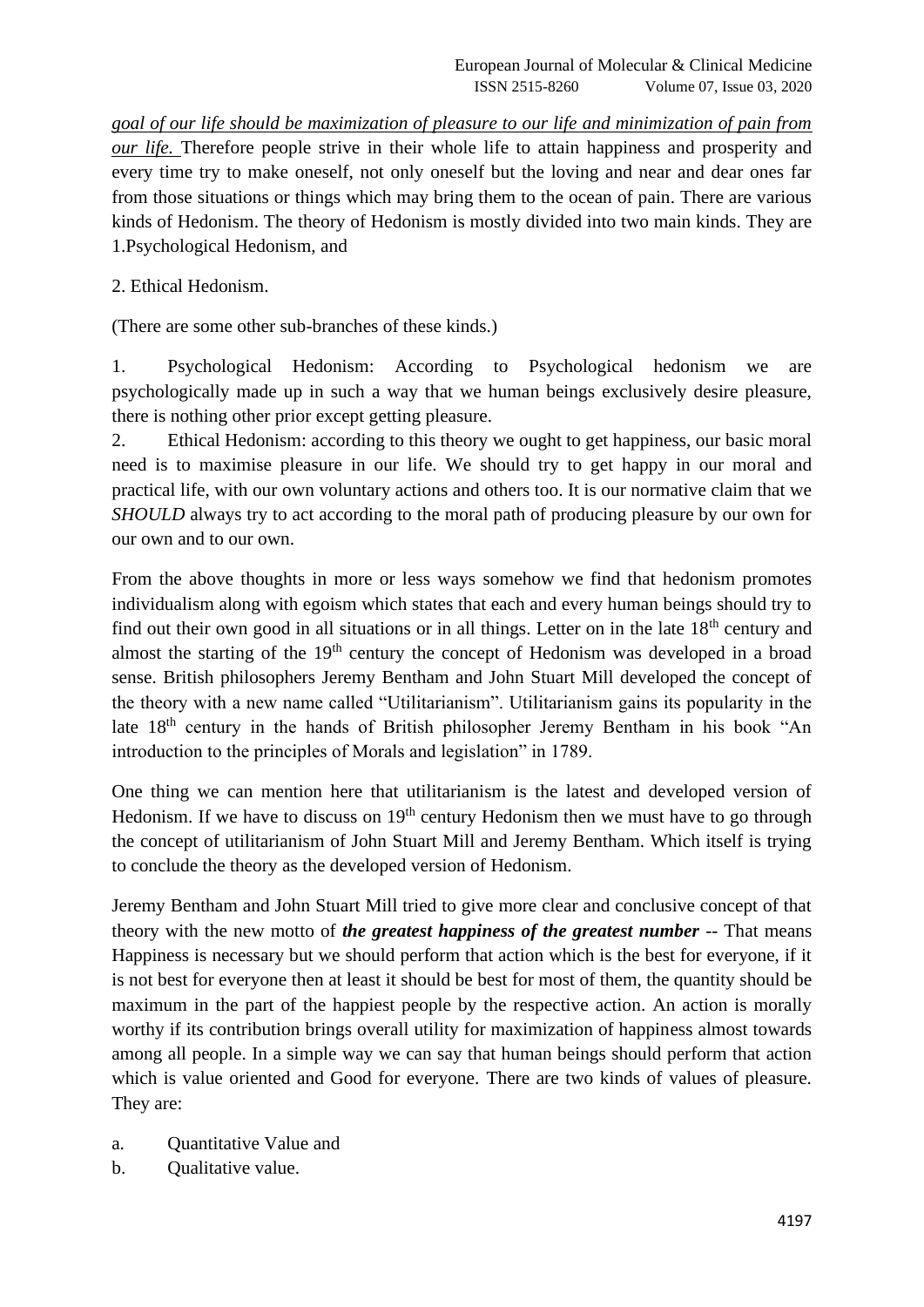*goal of our life should be maximization of pleasure to our life and minimization of pain from our life.* Therefore people strive in their whole life to attain happiness and prosperity and every time try to make oneself, not only oneself but the loving and near and dear ones far from those situations or things which may bring them to the ocean of pain. There are various kinds of Hedonism. The theory of Hedonism is mostly divided into two main kinds. They are 1.Psychological Hedonism, and

2. Ethical Hedonism.

(There are some other sub-branches of these kinds.)

1. Psychological Hedonism: According to Psychological hedonism we are psychologically made up in such a way that we human beings exclusively desire pleasure, there is nothing other prior except getting pleasure.
2. Ethical Hedonism: according to this theory we ought to get happiness, our basic moral need is to maximise pleasure in our life. We should try to get happy in our moral and practical life, with our own voluntary actions and others too. It is our normative claim that we *SHOULD* always try to act according to the moral path of producing pleasure by our own for our own and to our own.

From the above thoughts in more or less ways somehow we find that hedonism promotes individualism along with egoism which states that each and every human beings should try to find out their own good in all situations or in all things. Letter on in the late 18th century and almost the starting of the 19th century the concept of Hedonism was developed in a broad sense. British philosophers Jeremy Bentham and John Stuart Mill developed the concept of the theory with a new name called "Utilitarianism". Utilitarianism gains its popularity in the late 18th century in the hands of British philosopher Jeremy Bentham in his book "An introduction to the principles of Morals and legislation" in 1789.

One thing we can mention here that utilitarianism is the latest and developed version of Hedonism. If we have to discuss on 19th century Hedonism then we must have to go through the concept of utilitarianism of John Stuart Mill and Jeremy Bentham. Which itself is trying to conclude the theory as the developed version of Hedonism.

Jeremy Bentham and John Stuart Mill tried to give more clear and conclusive concept of that theory with the new motto of ***the greatest happiness of the greatest number*** -- That means Happiness is necessary but we should perform that action which is the best for everyone, if it is not best for everyone then at least it should be best for most of them, the quantity should be maximum in the part of the happiest people by the respective action. An action is morally worthy if its contribution brings overall utility for maximization of happiness almost towards among all people. In a simple way we can say that human beings should perform that action which is value oriented and Good for everyone. There are two kinds of values of pleasure. They are:

a. Quantitative Value and
b. Qualitative value.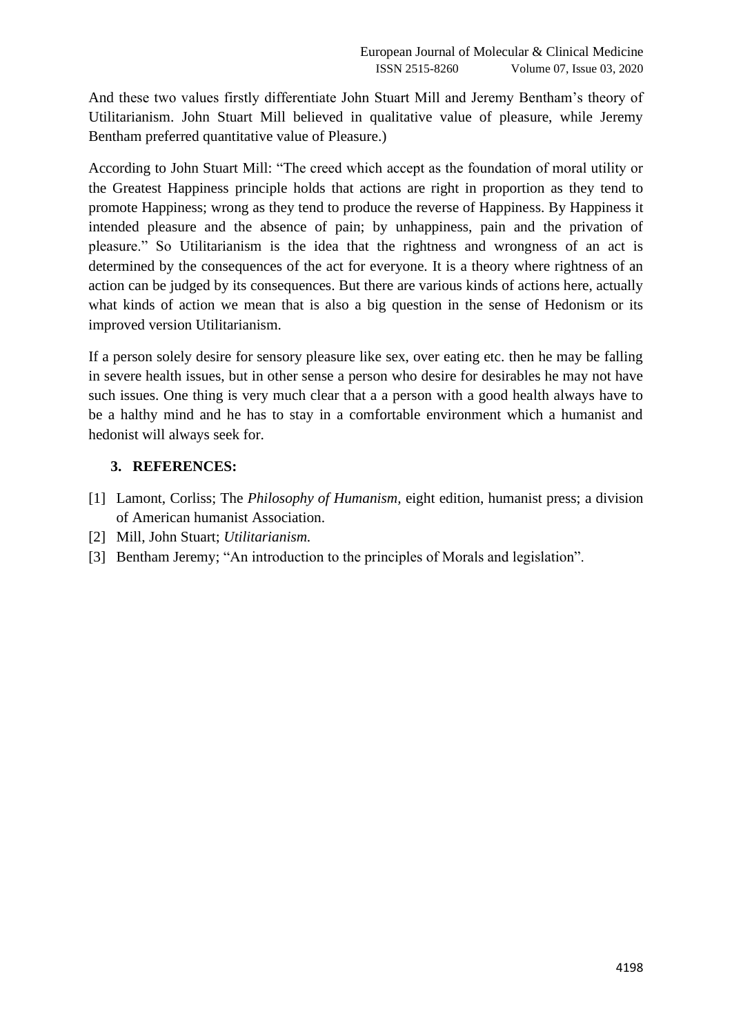And these two values firstly differentiate John Stuart Mill and Jeremy Bentham's theory of Utilitarianism. John Stuart Mill believed in qualitative value of pleasure, while Jeremy Bentham preferred quantitative value of Pleasure.)

According to John Stuart Mill: "The creed which accept as the foundation of moral utility or the Greatest Happiness principle holds that actions are right in proportion as they tend to promote Happiness; wrong as they tend to produce the reverse of Happiness. By Happiness it intended pleasure and the absence of pain; by unhappiness, pain and the privation of pleasure." So Utilitarianism is the idea that the rightness and wrongness of an act is determined by the consequences of the act for everyone. It is a theory where rightness of an action can be judged by its consequences. But there are various kinds of actions here, actually what kinds of action we mean that is also a big question in the sense of Hedonism or its improved version Utilitarianism.

If a person solely desire for sensory pleasure like sex, over eating etc. then he may be falling in severe health issues, but in other sense a person who desire for desirables he may not have such issues. One thing is very much clear that a a person with a good health always have to be a halthy mind and he has to stay in a comfortable environment which a humanist and hedonist will always seek for.

## 3. REFERENCES:

[1] Lamont, Corliss; The *Philosophy of Humanism,* eight edition, humanist press; a division of American humanist Association.

[2] Mill, John Stuart; *Utilitarianism.*

[3] Bentham Jeremy; "An introduction to the principles of Morals and legislation".